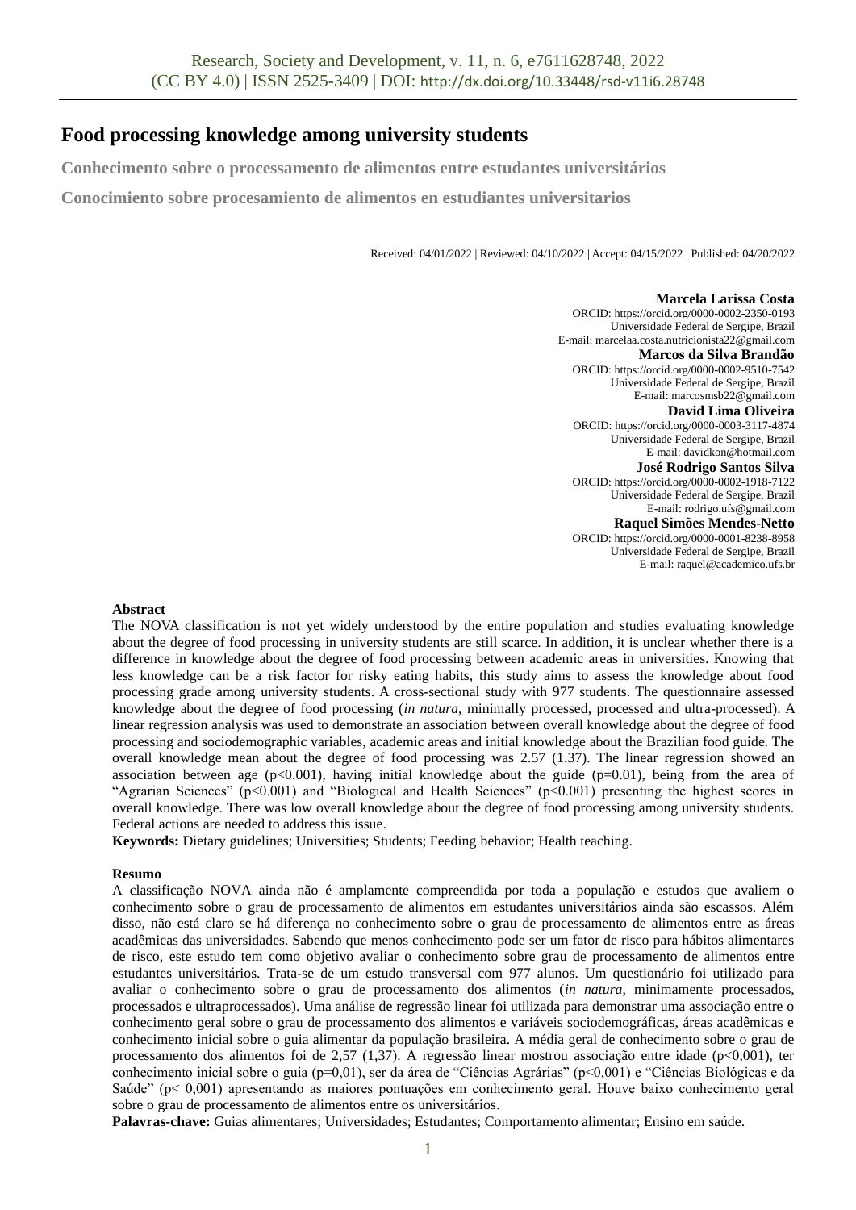# Food processing knowledge among university students

**Conhecimento sobre o processamento de alimentos entre estudantes universitários**

**Conocimiento sobre procesamiento de alimentos en estudiantes universitarios**

Received: 04/01/2022 | Reviewed: 04/10/2022 | Accept: 04/15/2022 | Published: 04/20/2022

**Marcela Larissa Costa**
ORCID: https://orcid.org/0000-0002-2350-0193
Universidade Federal de Sergipe, Brazil
E-mail: marcelaa.costa.nutricionista22@gmail.com

**Marcos da Silva Brandão**
ORCID: https://orcid.org/0000-0002-9510-7542
Universidade Federal de Sergipe, Brazil
E-mail: marcosmsb22@gmail.com

**David Lima Oliveira**
ORCID: https://orcid.org/0000-0003-3117-4874
Universidade Federal de Sergipe, Brazil
E-mail: davidkon@hotmail.com

**José Rodrigo Santos Silva**
ORCID: https://orcid.org/0000-0002-1918-7122
Universidade Federal de Sergipe, Brazil
E-mail: rodrigo.ufs@gmail.com

**Raquel Simões Mendes-Netto**
ORCID: https://orcid.org/0000-0001-8238-8958
Universidade Federal de Sergipe, Brazil
E-mail: raquel@academico.ufs.br

## Abstract

The NOVA classification is not yet widely understood by the entire population and studies evaluating knowledge about the degree of food processing in university students are still scarce. In addition, it is unclear whether there is a difference in knowledge about the degree of food processing between academic areas in universities. Knowing that less knowledge can be a risk factor for risky eating habits, this study aims to assess the knowledge about food processing grade among university students. A cross-sectional study with 977 students. The questionnaire assessed knowledge about the degree of food processing (*in natura*, minimally processed, processed and ultra-processed). A linear regression analysis was used to demonstrate an association between overall knowledge about the degree of food processing and sociodemographic variables, academic areas and initial knowledge about the Brazilian food guide. The overall knowledge mean about the degree of food processing was 2.57 (1.37). The linear regression showed an association between age ($p<0.001$), having initial knowledge about the guide ($p=0.01$), being from the area of "Agrarian Sciences" ($p<0.001$) and "Biological and Health Sciences" ($p<0.001$) presenting the highest scores in overall knowledge. There was low overall knowledge about the degree of food processing among university students. Federal actions are needed to address this issue.

**Keywords:** Dietary guidelines; Universities; Students; Feeding behavior; Health teaching.

## Resumo

A classificação NOVA ainda não é amplamente compreendida por toda a população e estudos que avaliem o conhecimento sobre o grau de processamento de alimentos em estudantes universitários ainda são escassos. Além disso, não está claro se há diferença no conhecimento sobre o grau de processamento de alimentos entre as áreas acadêmicas das universidades. Sabendo que menos conhecimento pode ser um fator de risco para hábitos alimentares de risco, este estudo tem como objetivo avaliar o conhecimento sobre grau de processamento de alimentos entre estudantes universitários. Trata-se de um estudo transversal com 977 alunos. Um questionário foi utilizado para avaliar o conhecimento sobre o grau de processamento dos alimentos (*in natura*, minimamente processados, processados e ultraprocessados). Uma análise de regressão linear foi utilizada para demonstrar uma associação entre o conhecimento geral sobre o grau de processamento dos alimentos e variáveis sociodemográficas, áreas acadêmicas e conhecimento inicial sobre o guia alimentar da população brasileira. A média geral de conhecimento sobre o grau de processamento dos alimentos foi de 2,57 (1,37). A regressão linear mostrou associação entre idade ($p<0,001$), ter conhecimento inicial sobre o guia ($p=0,01$), ser da área de "Ciências Agrárias" ($p<0,001$) e "Ciências Biológicas e da Saúde" ($p< 0,001$) apresentando as maiores pontuações em conhecimento geral. Houve baixo conhecimento geral sobre o grau de processamento de alimentos entre os universitários.

**Palavras-chave:** Guias alimentares; Universidades; Estudantes; Comportamento alimentar; Ensino em saúde.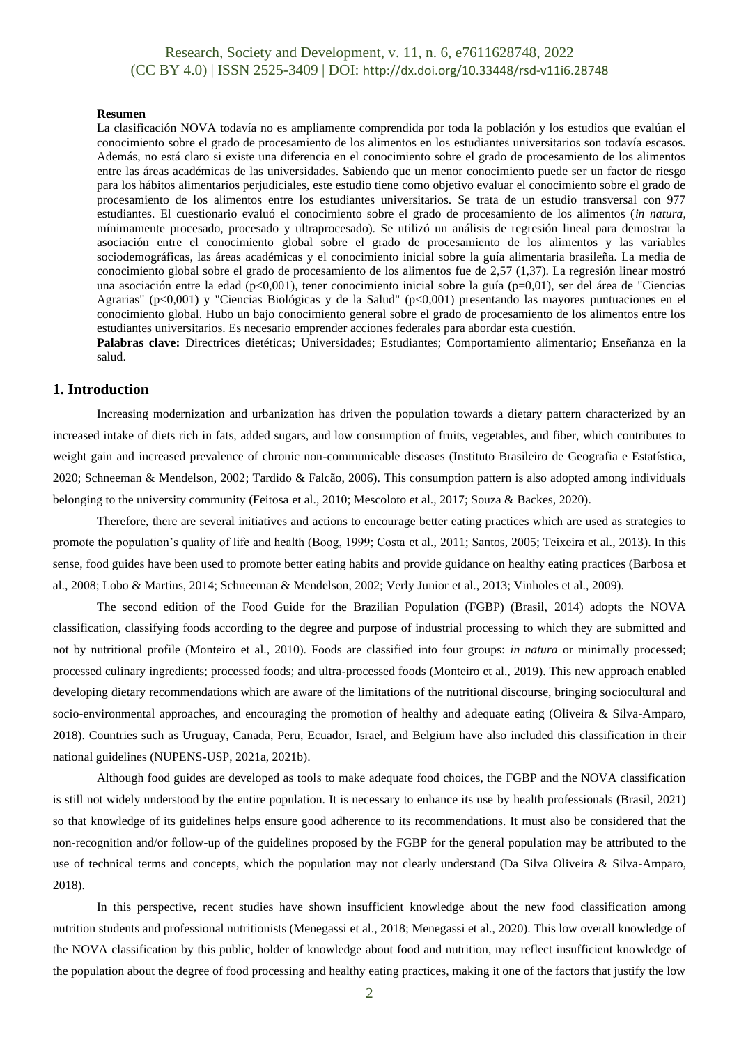**Resumen**

La clasificación NOVA todavía no es ampliamente comprendida por toda la población y los estudios que evalúan el conocimiento sobre el grado de procesamiento de los alimentos en los estudiantes universitarios son todavía escasos. Además, no está claro si existe una diferencia en el conocimiento sobre el grado de procesamiento de los alimentos entre las áreas académicas de las universidades. Sabiendo que un menor conocimiento puede ser un factor de riesgo para los hábitos alimentarios perjudiciales, este estudio tiene como objetivo evaluar el conocimiento sobre el grado de procesamiento de los alimentos entre los estudiantes universitarios. Se trata de un estudio transversal con 977 estudiantes. El cuestionario evaluó el conocimiento sobre el grado de procesamiento de los alimentos (*in natura*, mínimamente procesado, procesado y ultraprocesado). Se utilizó un análisis de regresión lineal para demostrar la asociación entre el conocimiento global sobre el grado de procesamiento de los alimentos y las variables sociodemográficas, las áreas académicas y el conocimiento inicial sobre la guía alimentaria brasileña. La media de conocimiento global sobre el grado de procesamiento de los alimentos fue de 2,57 (1,37). La regresión linear mostró una asociación entre la edad (p<0,001), tener conocimiento inicial sobre la guía (p=0,01), ser del área de "Ciencias Agrarias" (p<0,001) y "Ciencias Biológicas y de la Salud" (p<0,001) presentando las mayores puntuaciones en el conocimiento global. Hubo un bajo conocimiento general sobre el grado de procesamiento de los alimentos entre los estudiantes universitarios. Es necesario emprender acciones federales para abordar esta cuestión.

**Palabras clave:** Directrices dietéticas; Universidades; Estudiantes; Comportamiento alimentario; Enseñanza en la salud.

## 1. Introduction

Increasing modernization and urbanization has driven the population towards a dietary pattern characterized by an increased intake of diets rich in fats, added sugars, and low consumption of fruits, vegetables, and fiber, which contributes to weight gain and increased prevalence of chronic non-communicable diseases (Instituto Brasileiro de Geografia e Estatística, 2020; Schneeman & Mendelson, 2002; Tardido & Falcão, 2006). This consumption pattern is also adopted among individuals belonging to the university community (Feitosa et al., 2010; Mescoloto et al., 2017; Souza & Backes, 2020).

Therefore, there are several initiatives and actions to encourage better eating practices which are used as strategies to promote the population's quality of life and health (Boog, 1999; Costa et al., 2011; Santos, 2005; Teixeira et al., 2013). In this sense, food guides have been used to promote better eating habits and provide guidance on healthy eating practices (Barbosa et al., 2008; Lobo & Martins, 2014; Schneeman & Mendelson, 2002; Verly Junior et al., 2013; Vinholes et al., 2009).

The second edition of the Food Guide for the Brazilian Population (FGBP) (Brasil, 2014) adopts the NOVA classification, classifying foods according to the degree and purpose of industrial processing to which they are submitted and not by nutritional profile (Monteiro et al., 2010). Foods are classified into four groups: *in natura* or minimally processed; processed culinary ingredients; processed foods; and ultra-processed foods (Monteiro et al., 2019). This new approach enabled developing dietary recommendations which are aware of the limitations of the nutritional discourse, bringing sociocultural and socio-environmental approaches, and encouraging the promotion of healthy and adequate eating (Oliveira & Silva-Amparo, 2018). Countries such as Uruguay, Canada, Peru, Ecuador, Israel, and Belgium have also included this classification in their national guidelines (NUPENS-USP, 2021a, 2021b).

Although food guides are developed as tools to make adequate food choices, the FGBP and the NOVA classification is still not widely understood by the entire population. It is necessary to enhance its use by health professionals (Brasil, 2021) so that knowledge of its guidelines helps ensure good adherence to its recommendations. It must also be considered that the non-recognition and/or follow-up of the guidelines proposed by the FGBP for the general population may be attributed to the use of technical terms and concepts, which the population may not clearly understand (Da Silva Oliveira & Silva-Amparo, 2018).

In this perspective, recent studies have shown insufficient knowledge about the new food classification among nutrition students and professional nutritionists (Menegassi et al., 2018; Menegassi et al., 2020). This low overall knowledge of the NOVA classification by this public, holder of knowledge about food and nutrition, may reflect insufficient knowledge of the population about the degree of food processing and healthy eating practices, making it one of the factors that justify the low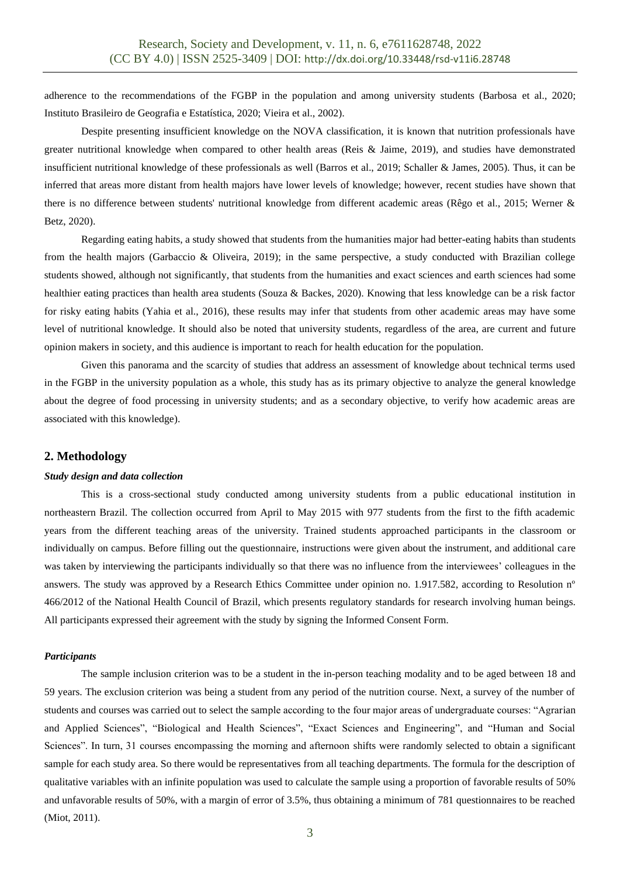adherence to the recommendations of the FGBP in the population and among university students (Barbosa et al., 2020; Instituto Brasileiro de Geografia e Estatística, 2020; Vieira et al., 2002).

Despite presenting insufficient knowledge on the NOVA classification, it is known that nutrition professionals have greater nutritional knowledge when compared to other health areas (Reis & Jaime, 2019), and studies have demonstrated insufficient nutritional knowledge of these professionals as well (Barros et al., 2019; Schaller & James, 2005). Thus, it can be inferred that areas more distant from health majors have lower levels of knowledge; however, recent studies have shown that there is no difference between students' nutritional knowledge from different academic areas (Rêgo et al., 2015; Werner & Betz, 2020).

Regarding eating habits, a study showed that students from the humanities major had better-eating habits than students from the health majors (Garbaccio & Oliveira, 2019); in the same perspective, a study conducted with Brazilian college students showed, although not significantly, that students from the humanities and exact sciences and earth sciences had some healthier eating practices than health area students (Souza & Backes, 2020). Knowing that less knowledge can be a risk factor for risky eating habits (Yahia et al., 2016), these results may infer that students from other academic areas may have some level of nutritional knowledge. It should also be noted that university students, regardless of the area, are current and future opinion makers in society, and this audience is important to reach for health education for the population.

Given this panorama and the scarcity of studies that address an assessment of knowledge about technical terms used in the FGBP in the university population as a whole, this study has as its primary objective to analyze the general knowledge about the degree of food processing in university students; and as a secondary objective, to verify how academic areas are associated with this knowledge).

## 2. Methodology

### *Study design and data collection*

This is a cross-sectional study conducted among university students from a public educational institution in northeastern Brazil. The collection occurred from April to May 2015 with 977 students from the first to the fifth academic years from the different teaching areas of the university. Trained students approached participants in the classroom or individually on campus. Before filling out the questionnaire, instructions were given about the instrument, and additional care was taken by interviewing the participants individually so that there was no influence from the interviewees' colleagues in the answers. The study was approved by a Research Ethics Committee under opinion no. 1.917.582, according to Resolution nº 466/2012 of the National Health Council of Brazil, which presents regulatory standards for research involving human beings. All participants expressed their agreement with the study by signing the Informed Consent Form.

### *Participants*

The sample inclusion criterion was to be a student in the in-person teaching modality and to be aged between 18 and 59 years. The exclusion criterion was being a student from any period of the nutrition course. Next, a survey of the number of students and courses was carried out to select the sample according to the four major areas of undergraduate courses: "Agrarian and Applied Sciences", "Biological and Health Sciences", "Exact Sciences and Engineering", and "Human and Social Sciences". In turn, 31 courses encompassing the morning and afternoon shifts were randomly selected to obtain a significant sample for each study area. So there would be representatives from all teaching departments. The formula for the description of qualitative variables with an infinite population was used to calculate the sample using a proportion of favorable results of 50% and unfavorable results of 50%, with a margin of error of 3.5%, thus obtaining a minimum of 781 questionnaires to be reached (Miot, 2011).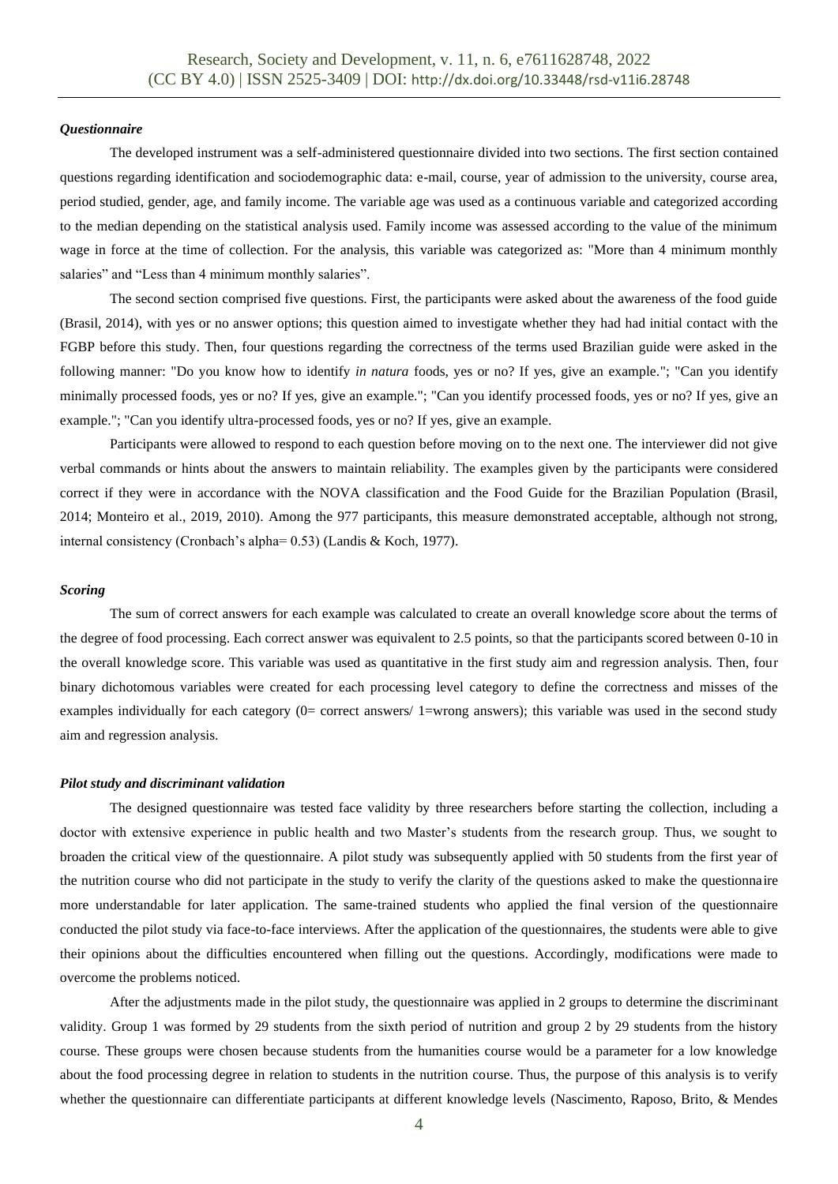### *Questionnaire*

The developed instrument was a self-administered questionnaire divided into two sections. The first section contained questions regarding identification and sociodemographic data: e-mail, course, year of admission to the university, course area, period studied, gender, age, and family income. The variable age was used as a continuous variable and categorized according to the median depending on the statistical analysis used. Family income was assessed according to the value of the minimum wage in force at the time of collection. For the analysis, this variable was categorized as: "More than 4 minimum monthly salaries" and "Less than 4 minimum monthly salaries".

The second section comprised five questions. First, the participants were asked about the awareness of the food guide (Brasil, 2014), with yes or no answer options; this question aimed to investigate whether they had had initial contact with the FGBP before this study. Then, four questions regarding the correctness of the terms used Brazilian guide were asked in the following manner: "Do you know how to identify *in natura* foods, yes or no? If yes, give an example."; "Can you identify minimally processed foods, yes or no? If yes, give an example."; "Can you identify processed foods, yes or no? If yes, give an example."; "Can you identify ultra-processed foods, yes or no? If yes, give an example.

Participants were allowed to respond to each question before moving on to the next one. The interviewer did not give verbal commands or hints about the answers to maintain reliability. The examples given by the participants were considered correct if they were in accordance with the NOVA classification and the Food Guide for the Brazilian Population (Brasil, 2014; Monteiro et al., 2019, 2010). Among the 977 participants, this measure demonstrated acceptable, although not strong, internal consistency (Cronbach's alpha= 0.53) (Landis & Koch, 1977).

### *Scoring*

The sum of correct answers for each example was calculated to create an overall knowledge score about the terms of the degree of food processing. Each correct answer was equivalent to 2.5 points, so that the participants scored between 0-10 in the overall knowledge score. This variable was used as quantitative in the first study aim and regression analysis. Then, four binary dichotomous variables were created for each processing level category to define the correctness and misses of the examples individually for each category (0= correct answers/ 1=wrong answers); this variable was used in the second study aim and regression analysis.

### *Pilot study and discriminant validation*

The designed questionnaire was tested face validity by three researchers before starting the collection, including a doctor with extensive experience in public health and two Master's students from the research group. Thus, we sought to broaden the critical view of the questionnaire. A pilot study was subsequently applied with 50 students from the first year of the nutrition course who did not participate in the study to verify the clarity of the questions asked to make the questionnaire more understandable for later application. The same-trained students who applied the final version of the questionnaire conducted the pilot study via face-to-face interviews. After the application of the questionnaires, the students were able to give their opinions about the difficulties encountered when filling out the questions. Accordingly, modifications were made to overcome the problems noticed.

After the adjustments made in the pilot study, the questionnaire was applied in 2 groups to determine the discriminant validity. Group 1 was formed by 29 students from the sixth period of nutrition and group 2 by 29 students from the history course. These groups were chosen because students from the humanities course would be a parameter for a low knowledge about the food processing degree in relation to students in the nutrition course. Thus, the purpose of this analysis is to verify whether the questionnaire can differentiate participants at different knowledge levels (Nascimento, Raposo, Brito, & Mendes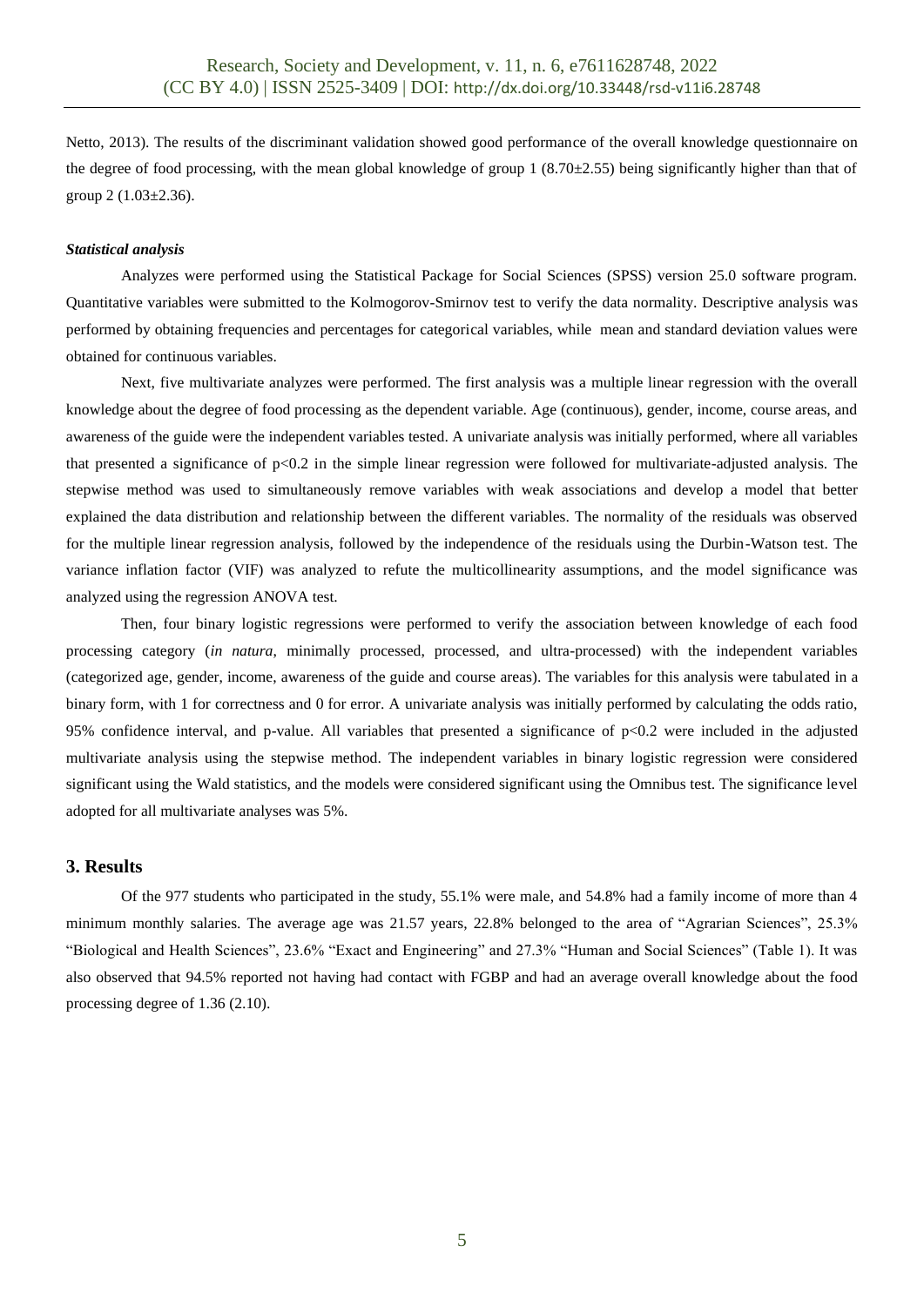Netto, 2013). The results of the discriminant validation showed good performance of the overall knowledge questionnaire on the degree of food processing, with the mean global knowledge of group 1 (8.70±2.55) being significantly higher than that of group 2 (1.03±2.36).

***Statistical analysis***

Analyzes were performed using the Statistical Package for Social Sciences (SPSS) version 25.0 software program. Quantitative variables were submitted to the Kolmogorov-Smirnov test to verify the data normality. Descriptive analysis was performed by obtaining frequencies and percentages for categorical variables, while mean and standard deviation values were obtained for continuous variables.

Next, five multivariate analyzes were performed. The first analysis was a multiple linear regression with the overall knowledge about the degree of food processing as the dependent variable. Age (continuous), gender, income, course areas, and awareness of the guide were the independent variables tested. A univariate analysis was initially performed, where all variables that presented a significance of $p<0.2$ in the simple linear regression were followed for multivariate-adjusted analysis. The stepwise method was used to simultaneously remove variables with weak associations and develop a model that better explained the data distribution and relationship between the different variables. The normality of the residuals was observed for the multiple linear regression analysis, followed by the independence of the residuals using the Durbin-Watson test. The variance inflation factor (VIF) was analyzed to refute the multicollinearity assumptions, and the model significance was analyzed using the regression ANOVA test.

Then, four binary logistic regressions were performed to verify the association between knowledge of each food processing category (*in natura*, minimally processed, processed, and ultra-processed) with the independent variables (categorized age, gender, income, awareness of the guide and course areas). The variables for this analysis were tabulated in a binary form, with 1 for correctness and 0 for error. A univariate analysis was initially performed by calculating the odds ratio, 95% confidence interval, and p-value. All variables that presented a significance of $p<0.2$ were included in the adjusted multivariate analysis using the stepwise method. The independent variables in binary logistic regression were considered significant using the Wald statistics, and the models were considered significant using the Omnibus test. The significance level adopted for all multivariate analyses was 5%.

## 3. Results

Of the 977 students who participated in the study, 55.1% were male, and 54.8% had a family income of more than 4 minimum monthly salaries. The average age was 21.57 years, 22.8% belonged to the area of "Agrarian Sciences", 25.3% "Biological and Health Sciences", 23.6% "Exact and Engineering" and 27.3% "Human and Social Sciences" (Table 1). It was also observed that 94.5% reported not having had contact with FGBP and had an average overall knowledge about the food processing degree of 1.36 (2.10).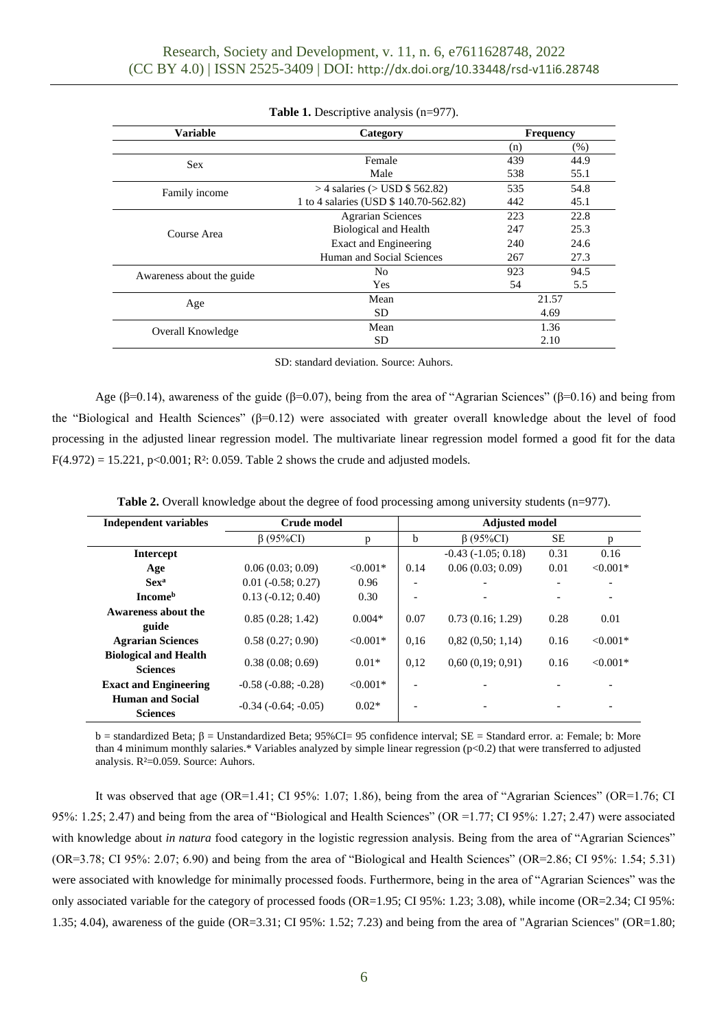**Table 1.** Descriptive analysis (n=977).

| Variable | Category | Frequency | |
|---|---|---|---|
| | | (n) | (%) |
| Sex | Female | 439 | 44.9 |
| | Male | 538 | 55.1 |
| Family income | > 4 salaries (> USD $ 562.82) | 535 | 54.8 |
| | 1 to 4 salaries (USD $ 140.70-562.82) | 442 | 45.1 |
| Course Area | Agrarian Sciences | 223 | 22.8 |
| | Biological and Health | 247 | 25.3 |
| | Exact and Engineering | 240 | 24.6 |
| | Human and Social Sciences | 267 | 27.3 |
| Awareness about the guide | No | 923 | 94.5 |
| | Yes | 54 | 5.5 |
| Age | Mean | 21.57 | |
| | SD | 4.69 | |
| Overall Knowledge | Mean | 1.36 | |
| | SD | 2.10 | |

SD: standard deviation. Source: Auhors.

Age (β=0.14), awareness of the guide (β=0.07), being from the area of "Agrarian Sciences" (β=0.16) and being from the "Biological and Health Sciences" (β=0.12) were associated with greater overall knowledge about the level of food processing in the adjusted linear regression model. The multivariate linear regression model formed a good fit for the data $F(4.972) = 15.221$, $p<0.001$; $R^2$: 0.059. Table 2 shows the crude and adjusted models.

**Table 2.** Overall knowledge about the degree of food processing among university students (n=977).

| Independent variables | Crude model | | Adjusted model | | | |
|---|---|---|---|---|---|---|
| | β (95%CI) | p | b | β (95%CI) | SE | p |
| **Intercept** | | | | -0.43 (-1.05; 0.18) | 0.31 | 0.16 |
| **Age** | 0.06 (0.03; 0.09) | <0.001* | 0.14 | 0.06 (0.03; 0.09) | 0.01 | <0.001* |
| **Sex**[a] | 0.01 (-0.58; 0.27) | 0.96 | - | - | - | - |
| **Income**[b] | 0.13 (-0.12; 0.40) | 0.30 | - | - | - | - |
| **Awareness about the guide** | 0.85 (0.28; 1.42) | 0.004* | 0.07 | 0.73 (0.16; 1.29) | 0.28 | 0.01 |
| **Agrarian Sciences** | 0.58 (0.27; 0.90) | <0.001* | 0,16 | 0,82 (0,50; 1,14) | 0.16 | <0.001* |
| **Biological and Health Sciences** | 0.38 (0.08; 0.69) | 0.01* | 0,12 | 0,60 (0,19; 0,91) | 0.16 | <0.001* |
| **Exact and Engineering** | -0.58 (-0.88; -0.28) | <0.001* | - | - | - | - |
| **Human and Social Sciences** | -0.34 (-0.64; -0.05) | 0.02* | - | - | - | - |

b = standardized Beta; β = Unstandardized Beta; 95%CI= 95 confidence interval; SE = Standard error. a: Female; b: More than 4 minimum monthly salaries.* Variables analyzed by simple linear regression (p<0.2) that were transferred to adjusted analysis. $R^2$=0.059. Source: Auhors.

It was observed that age (OR=1.41; CI 95%: 1.07; 1.86), being from the area of "Agrarian Sciences" (OR=1.76; CI 95%: 1.25; 2.47) and being from the area of "Biological and Health Sciences" (OR =1.77; CI 95%: 1.27; 2.47) were associated with knowledge about *in natura* food category in the logistic regression analysis. Being from the area of "Agrarian Sciences" (OR=3.78; CI 95%: 2.07; 6.90) and being from the area of "Biological and Health Sciences" (OR=2.86; CI 95%: 1.54; 5.31) were associated with knowledge for minimally processed foods. Furthermore, being in the area of "Agrarian Sciences" was the only associated variable for the category of processed foods (OR=1.95; CI 95%: 1.23; 3.08), while income (OR=2.34; CI 95%: 1.35; 4.04), awareness of the guide (OR=3.31; CI 95%: 1.52; 7.23) and being from the area of "Agrarian Sciences" (OR=1.80;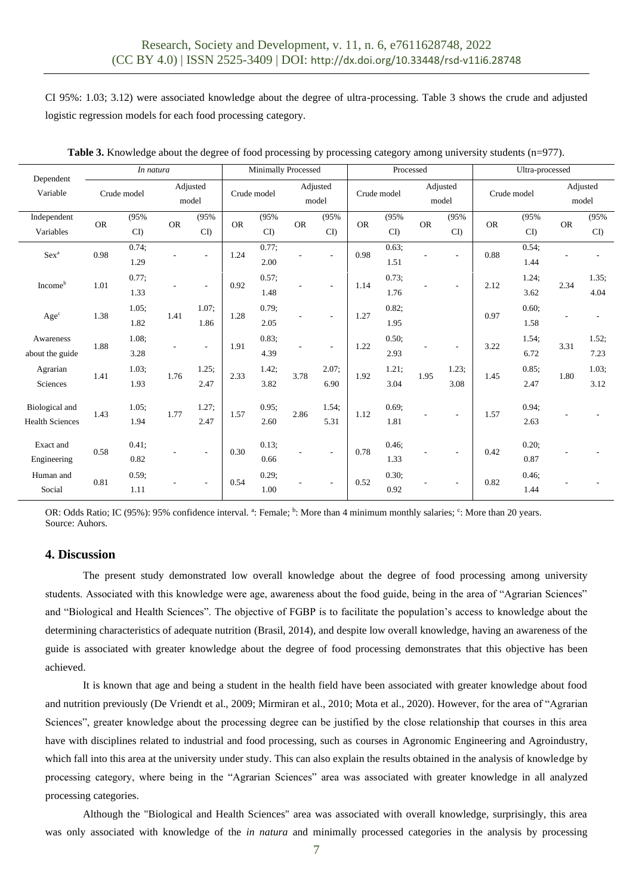CI 95%: 1.03; 3.12) were associated knowledge about the degree of ultra-processing. Table 3 shows the crude and adjusted logistic regression models for each food processing category.

**Table 3.** Knowledge about the degree of food processing by processing category among university students (n=977).

| Dependent Variable | *In natura* | | | | Minimally Processed | | | | Processed | | | | Ultra-processed | | | |
|---|---|---|---|---|---|---|---|---|---|---|---|---|---|---|---|---|
| | Crude model | | Adjusted model | | Crude model | | Adjusted model | | Crude model | | Adjusted model | | Crude model | | Adjusted model | |
| Independent Variables | OR | (95% CI) | OR | (95% CI) | OR | (95% CI) | OR | (95% CI) | OR | (95% CI) | OR | (95% CI) | OR | (95% CI) | OR | (95% CI) |
| Sex[a] | 0.98 | 0.74; 1.29 | - | - | 1.24 | 0.77; 2.00 | - | - | 0.98 | 0.63; 1.51 | - | - | 0.88 | 0.54; 1.44 | - | - |
| Income[b] | 1.01 | 0.77; 1.33 | - | - | 0.92 | 0.57; 1.48 | - | - | 1.14 | 0.73; 1.76 | - | - | 2.12 | 1.24; 3.62 | 2.34 | 1.35; 4.04 |
| Age[c] | 1.38 | 1.05; 1.82 | 1.41 | 1.07; 1.86 | 1.28 | 0.79; 2.05 | - | - | 1.27 | 0.82; 1.95 | | | 0.97 | 0.60; 1.58 | - | - |
| Awareness about the guide | 1.88 | 1.08; 3.28 | - | - | 1.91 | 0.83; 4.39 | - | - | 1.22 | 0.50; 2.93 | - | - | 3.22 | 1.54; 6.72 | 3.31 | 1.52; 7.23 |
| Agrarian Sciences | 1.41 | 1.03; 1.93 | 1.76 | 1.25; 2.47 | 2.33 | 1.42; 3.82 | 3.78 | 2.07; 6.90 | 1.92 | 1.21; 3.04 | 1.95 | 1.23; 3.08 | 1.45 | 0.85; 2.47 | 1.80 | 1.03; 3.12 |
| Biological and Health Sciences | 1.43 | 1.05; 1.94 | 1.77 | 1.27; 2.47 | 1.57 | 0.95; 2.60 | 2.86 | 1.54; 5.31 | 1.12 | 0.69; 1.81 | - | - | 1.57 | 0.94; 2.63 | - | - |
| Exact and Engineering | 0.58 | 0.41; 0.82 | - | - | 0.30 | 0.13; 0.66 | - | - | 0.78 | 0.46; 1.33 | - | - | 0.42 | 0.20; 0.87 | - | - |
| Human and Social | 0.81 | 0.59; 1.11 | - | - | 0.54 | 0.29; 1.00 | - | - | 0.52 | 0.30; 0.92 | - | - | 0.82 | 0.46; 1.44 | - | - |

OR: Odds Ratio; IC (95%): 95% confidence interval. [a]: Female; [b]: More than 4 minimum monthly salaries; [c]: More than 20 years.
Source: Auhors.

## 4. Discussion

The present study demonstrated low overall knowledge about the degree of food processing among university students. Associated with this knowledge were age, awareness about the food guide, being in the area of "Agrarian Sciences" and "Biological and Health Sciences". The objective of FGBP is to facilitate the population's access to knowledge about the determining characteristics of adequate nutrition (Brasil, 2014), and despite low overall knowledge, having an awareness of the guide is associated with greater knowledge about the degree of food processing demonstrates that this objective has been achieved.

It is known that age and being a student in the health field have been associated with greater knowledge about food and nutrition previously (De Vriendt et al., 2009; Mirmiran et al., 2010; Mota et al., 2020). However, for the area of "Agrarian Sciences", greater knowledge about the processing degree can be justified by the close relationship that courses in this area have with disciplines related to industrial and food processing, such as courses in Agronomic Engineering and Agroindustry, which fall into this area at the university under study. This can also explain the results obtained in the analysis of knowledge by processing category, where being in the "Agrarian Sciences" area was associated with greater knowledge in all analyzed processing categories.

Although the "Biological and Health Sciences" area was associated with overall knowledge, surprisingly, this area was only associated with knowledge of the *in natura* and minimally processed categories in the analysis by processing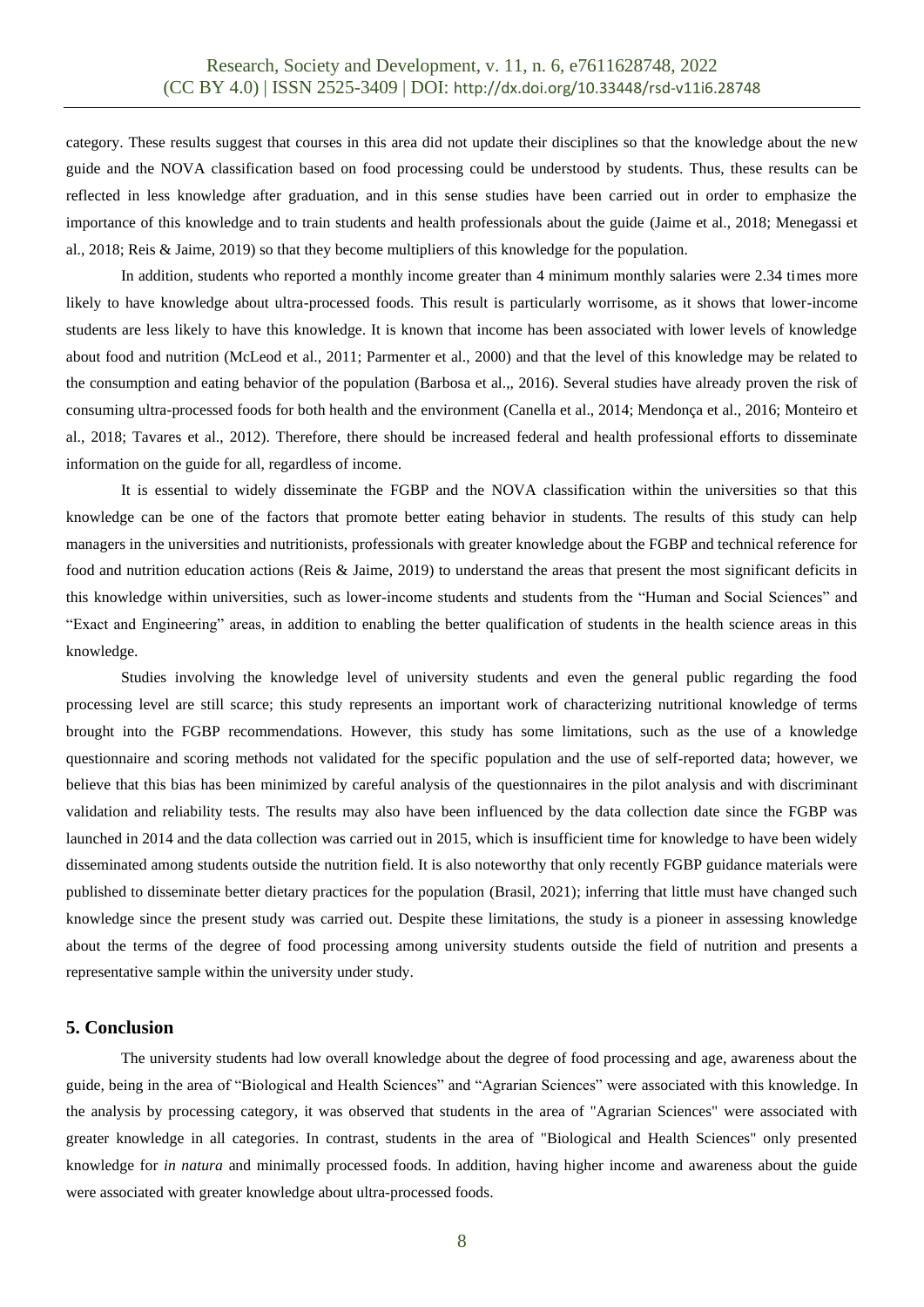category. These results suggest that courses in this area did not update their disciplines so that the knowledge about the new guide and the NOVA classification based on food processing could be understood by students. Thus, these results can be reflected in less knowledge after graduation, and in this sense studies have been carried out in order to emphasize the importance of this knowledge and to train students and health professionals about the guide (Jaime et al., 2018; Menegassi et al., 2018; Reis & Jaime, 2019) so that they become multipliers of this knowledge for the population.

In addition, students who reported a monthly income greater than 4 minimum monthly salaries were 2.34 times more likely to have knowledge about ultra-processed foods. This result is particularly worrisome, as it shows that lower-income students are less likely to have this knowledge. It is known that income has been associated with lower levels of knowledge about food and nutrition (McLeod et al., 2011; Parmenter et al., 2000) and that the level of this knowledge may be related to the consumption and eating behavior of the population (Barbosa et al.,, 2016). Several studies have already proven the risk of consuming ultra-processed foods for both health and the environment (Canella et al., 2014; Mendonça et al., 2016; Monteiro et al., 2018; Tavares et al., 2012). Therefore, there should be increased federal and health professional efforts to disseminate information on the guide for all, regardless of income.

It is essential to widely disseminate the FGBP and the NOVA classification within the universities so that this knowledge can be one of the factors that promote better eating behavior in students. The results of this study can help managers in the universities and nutritionists, professionals with greater knowledge about the FGBP and technical reference for food and nutrition education actions (Reis & Jaime, 2019) to understand the areas that present the most significant deficits in this knowledge within universities, such as lower-income students and students from the "Human and Social Sciences" and "Exact and Engineering" areas, in addition to enabling the better qualification of students in the health science areas in this knowledge.

Studies involving the knowledge level of university students and even the general public regarding the food processing level are still scarce; this study represents an important work of characterizing nutritional knowledge of terms brought into the FGBP recommendations. However, this study has some limitations, such as the use of a knowledge questionnaire and scoring methods not validated for the specific population and the use of self-reported data; however, we believe that this bias has been minimized by careful analysis of the questionnaires in the pilot analysis and with discriminant validation and reliability tests. The results may also have been influenced by the data collection date since the FGBP was launched in 2014 and the data collection was carried out in 2015, which is insufficient time for knowledge to have been widely disseminated among students outside the nutrition field. It is also noteworthy that only recently FGBP guidance materials were published to disseminate better dietary practices for the population (Brasil, 2021); inferring that little must have changed such knowledge since the present study was carried out. Despite these limitations, the study is a pioneer in assessing knowledge about the terms of the degree of food processing among university students outside the field of nutrition and presents a representative sample within the university under study.

## 5. Conclusion

The university students had low overall knowledge about the degree of food processing and age, awareness about the guide, being in the area of "Biological and Health Sciences" and "Agrarian Sciences" were associated with this knowledge. In the analysis by processing category, it was observed that students in the area of "Agrarian Sciences" were associated with greater knowledge in all categories. In contrast, students in the area of "Biological and Health Sciences" only presented knowledge for *in natura* and minimally processed foods. In addition, having higher income and awareness about the guide were associated with greater knowledge about ultra-processed foods.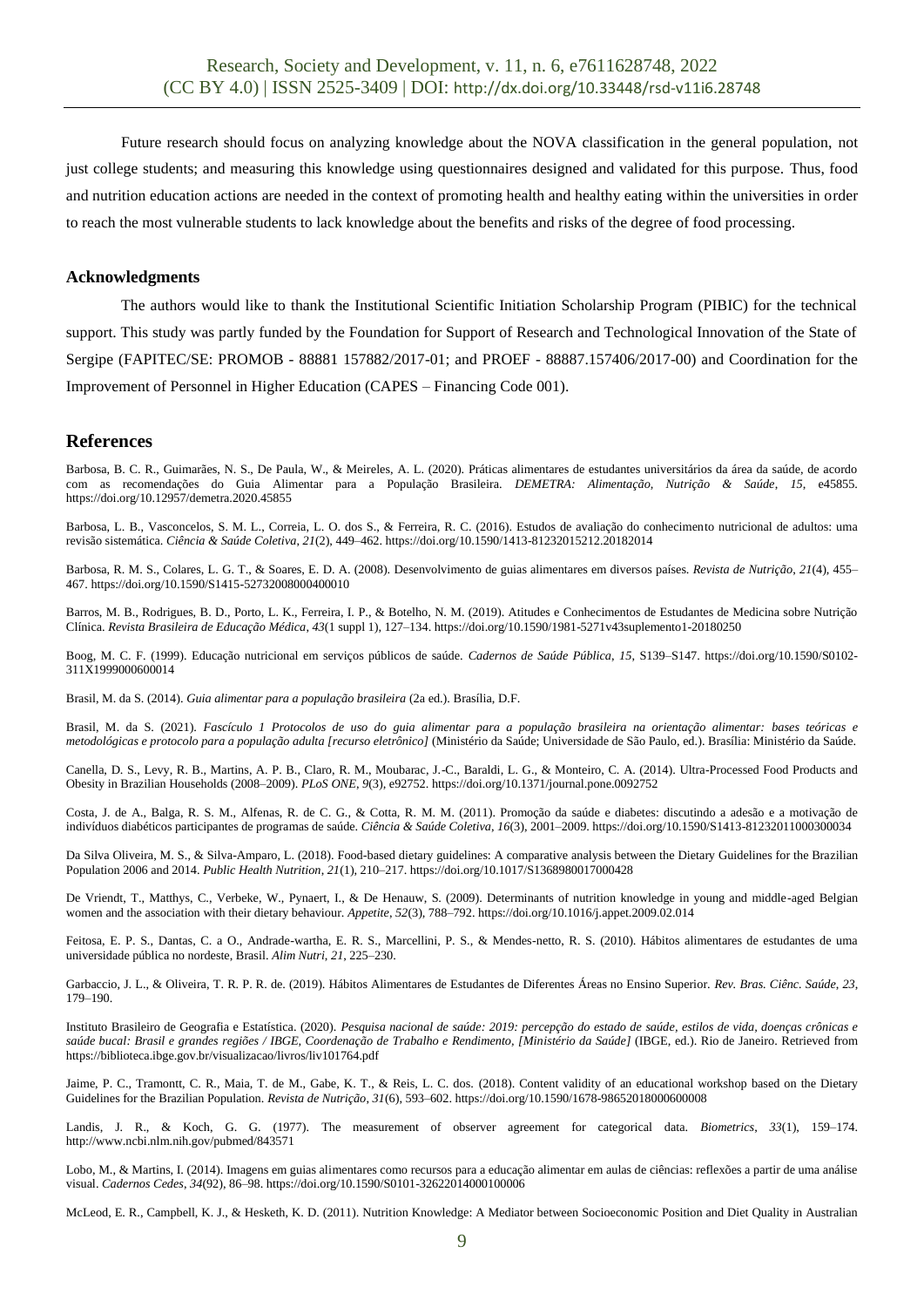Future research should focus on analyzing knowledge about the NOVA classification in the general population, not just college students; and measuring this knowledge using questionnaires designed and validated for this purpose. Thus, food and nutrition education actions are needed in the context of promoting health and healthy eating within the universities in order to reach the most vulnerable students to lack knowledge about the benefits and risks of the degree of food processing.

## Acknowledgments

The authors would like to thank the Institutional Scientific Initiation Scholarship Program (PIBIC) for the technical support. This study was partly funded by the Foundation for Support of Research and Technological Innovation of the State of Sergipe (FAPITEC/SE: PROMOB - 88881 157882/2017-01; and PROEF - 88887.157406/2017-00) and Coordination for the Improvement of Personnel in Higher Education (CAPES – Financing Code 001).

## References

Barbosa, B. C. R., Guimarães, N. S., De Paula, W., & Meireles, A. L. (2020). Práticas alimentares de estudantes universitários da área da saúde, de acordo com as recomendações do Guia Alimentar para a População Brasileira. *DEMETRA: Alimentação, Nutrição & Saúde*, *15*, e45855. https://doi.org/10.12957/demetra.2020.45855

Barbosa, L. B., Vasconcelos, S. M. L., Correia, L. O. dos S., & Ferreira, R. C. (2016). Estudos de avaliação do conhecimento nutricional de adultos: uma revisão sistemática. *Ciência & Saúde Coletiva*, *21*(2), 449–462. https://doi.org/10.1590/1413-81232015212.20182014

Barbosa, R. M. S., Colares, L. G. T., & Soares, E. D. A. (2008). Desenvolvimento de guias alimentares em diversos países. *Revista de Nutrição*, *21*(4), 455–467. https://doi.org/10.1590/S1415-52732008000400010

Barros, M. B., Rodrigues, B. D., Porto, L. K., Ferreira, I. P., & Botelho, N. M. (2019). Atitudes e Conhecimentos de Estudantes de Medicina sobre Nutrição Clínica. *Revista Brasileira de Educação Médica*, *43*(1 suppl 1), 127–134. https://doi.org/10.1590/1981-5271v43suplemento1-20180250

Boog, M. C. F. (1999). Educação nutricional em serviços públicos de saúde. *Cadernos de Saúde Pública*, *15*, S139–S147. https://doi.org/10.1590/S0102-311X1999000600014

Brasil, M. da S. (2014). *Guia alimentar para a população brasileira* (2a ed.). Brasília, D.F.

Brasil, M. da S. (2021). *Fascículo 1 Protocolos de uso do guia alimentar para a população brasileira na orientação alimentar: bases teóricas e metodológicas e protocolo para a população adulta [recurso eletrônico]* (Ministério da Saúde; Universidade de São Paulo, ed.). Brasília: Ministério da Saúde.

Canella, D. S., Levy, R. B., Martins, A. P. B., Claro, R. M., Moubarac, J.-C., Baraldi, L. G., & Monteiro, C. A. (2014). Ultra-Processed Food Products and Obesity in Brazilian Households (2008–2009). *PLoS ONE*, *9*(3), e92752. https://doi.org/10.1371/journal.pone.0092752

Costa, J. de A., Balga, R. S. M., Alfenas, R. de C. G., & Cotta, R. M. M. (2011). Promoção da saúde e diabetes: discutindo a adesão e a motivação de indivíduos diabéticos participantes de programas de saúde. *Ciência & Saúde Coletiva*, *16*(3), 2001–2009. https://doi.org/10.1590/S1413-81232011000300034

Da Silva Oliveira, M. S., & Silva-Amparo, L. (2018). Food-based dietary guidelines: A comparative analysis between the Dietary Guidelines for the Brazilian Population 2006 and 2014. *Public Health Nutrition*, *21*(1), 210–217. https://doi.org/10.1017/S1368980017000428

De Vriendt, T., Matthys, C., Verbeke, W., Pynaert, I., & De Henauw, S. (2009). Determinants of nutrition knowledge in young and middle-aged Belgian women and the association with their dietary behaviour. *Appetite*, *52*(3), 788–792. https://doi.org/10.1016/j.appet.2009.02.014

Feitosa, E. P. S., Dantas, C. a O., Andrade-wartha, E. R. S., Marcellini, P. S., & Mendes-netto, R. S. (2010). Hábitos alimentares de estudantes de uma universidade pública no nordeste, Brasil. *Alim Nutri*, *21*, 225–230.

Garbaccio, J. L., & Oliveira, T. R. P. R. de. (2019). Hábitos Alimentares de Estudantes de Diferentes Áreas no Ensino Superior. *Rev. Bras. Ciênc. Saúde*, *23*, 179–190.

Instituto Brasileiro de Geografia e Estatística. (2020). *Pesquisa nacional de saúde: 2019: percepção do estado de saúde, estilos de vida, doenças crônicas e saúde bucal: Brasil e grandes regiões / IBGE, Coordenação de Trabalho e Rendimento, [Ministério da Saúde]* (IBGE, ed.). Rio de Janeiro. Retrieved from https://biblioteca.ibge.gov.br/visualizacao/livros/liv101764.pdf

Jaime, P. C., Tramontt, C. R., Maia, T. de M., Gabe, K. T., & Reis, L. C. dos. (2018). Content validity of an educational workshop based on the Dietary Guidelines for the Brazilian Population. *Revista de Nutrição*, *31*(6), 593–602. https://doi.org/10.1590/1678-98652018000600008

Landis, J. R., & Koch, G. G. (1977). The measurement of observer agreement for categorical data. *Biometrics*, *33*(1), 159–174. http://www.ncbi.nlm.nih.gov/pubmed/843571

Lobo, M., & Martins, I. (2014). Imagens em guias alimentares como recursos para a educação alimentar em aulas de ciências: reflexões a partir de uma análise visual. *Cadernos Cedes*, *34*(92), 86–98. https://doi.org/10.1590/S0101-32622014000100006

McLeod, E. R., Campbell, K. J., & Hesketh, K. D. (2011). Nutrition Knowledge: A Mediator between Socioeconomic Position and Diet Quality in Australian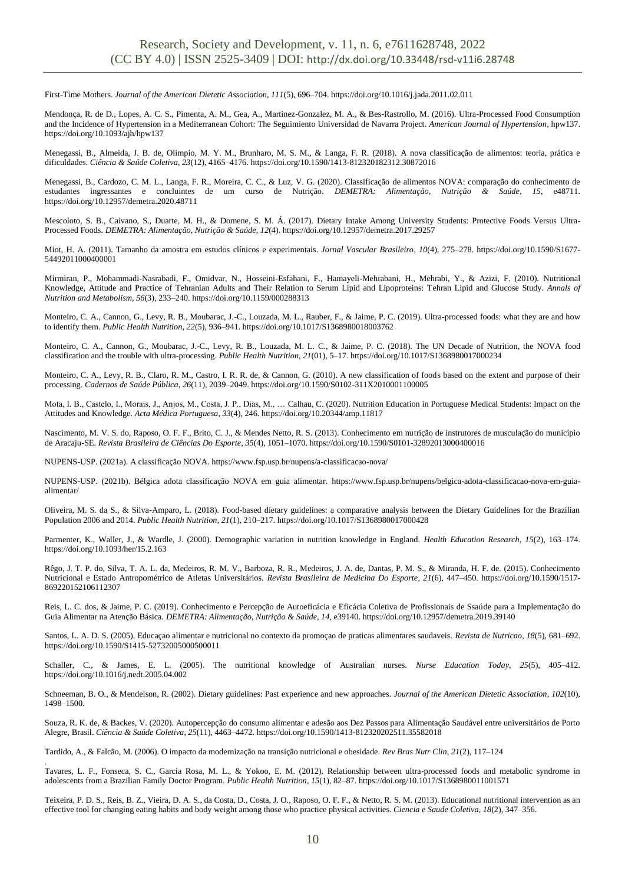First-Time Mothers. *Journal of the American Dietetic Association*, *111*(5), 696–704. https://doi.org/10.1016/j.jada.2011.02.011

Mendonça, R. de D., Lopes, A. C. S., Pimenta, A. M., Gea, A., Martinez-Gonzalez, M. A., & Bes-Rastrollo, M. (2016). Ultra-Processed Food Consumption and the Incidence of Hypertension in a Mediterranean Cohort: The Seguimiento Universidad de Navarra Project. *American Journal of Hypertension*, hpw137. https://doi.org/10.1093/ajh/hpw137

Menegassi, B., Almeida, J. B. de, Olimpio, M. Y. M., Brunharo, M. S. M., & Langa, F. R. (2018). A nova classificação de alimentos: teoria, prática e dificuldades. *Ciência & Saúde Coletiva*, *23*(12), 4165–4176. https://doi.org/10.1590/1413-812320182312.30872016

Menegassi, B., Cardozo, C. M. L., Langa, F. R., Moreira, C. C., & Luz, V. G. (2020). Classificação de alimentos NOVA: comparação do conhecimento de estudantes ingressantes e concluintes de um curso de Nutrição. *DEMETRA: Alimentação, Nutrição & Saúde*, *15*, e48711. https://doi.org/10.12957/demetra.2020.48711

Mescoloto, S. B., Caivano, S., Duarte, M. H., & Domene, S. M. Á. (2017). Dietary Intake Among University Students: Protective Foods Versus Ultra-Processed Foods. *DEMETRA: Alimentação, Nutrição & Saúde*, *12*(4). https://doi.org/10.12957/demetra.2017.29257

Miot, H. A. (2011). Tamanho da amostra em estudos clínicos e experimentais. *Jornal Vascular Brasileiro*, *10*(4), 275–278. https://doi.org/10.1590/S1677-54492011000400001

Mirmiran, P., Mohammadi-Nasrabadi, F., Omidvar, N., Hosseini-Esfahani, F., Hamayeli-Mehrabani, H., Mehrabi, Y., & Azizi, F. (2010). Nutritional Knowledge, Attitude and Practice of Tehranian Adults and Their Relation to Serum Lipid and Lipoproteins: Tehran Lipid and Glucose Study. *Annals of Nutrition and Metabolism*, *56*(3), 233–240. https://doi.org/10.1159/000288313

Monteiro, C. A., Cannon, G., Levy, R. B., Moubarac, J.-C., Louzada, M. L., Rauber, F., & Jaime, P. C. (2019). Ultra-processed foods: what they are and how to identify them. *Public Health Nutrition*, *22*(5), 936–941. https://doi.org/10.1017/S1368980018003762

Monteiro, C. A., Cannon, G., Moubarac, J.-C., Levy, R. B., Louzada, M. L. C., & Jaime, P. C. (2018). The UN Decade of Nutrition, the NOVA food classification and the trouble with ultra-processing. *Public Health Nutrition*, *21*(01), 5–17. https://doi.org/10.1017/S1368980017000234

Monteiro, C. A., Levy, R. B., Claro, R. M., Castro, I. R. R. de, & Cannon, G. (2010). A new classification of foods based on the extent and purpose of their processing. *Cadernos de Saúde Pública*, *26*(11), 2039–2049. https://doi.org/10.1590/S0102-311X2010001100005

Mota, I. B., Castelo, I., Morais, J., Anjos, M., Costa, J. P., Dias, M., … Calhau, C. (2020). Nutrition Education in Portuguese Medical Students: Impact on the Attitudes and Knowledge. *Acta Médica Portuguesa*, *33*(4), 246. https://doi.org/10.20344/amp.11817

Nascimento, M. V. S. do, Raposo, O. F. F., Brito, C. J., & Mendes Netto, R. S. (2013). Conhecimento em nutrição de instrutores de musculação do município de Aracaju-SE. *Revista Brasileira de Ciências Do Esporte*, *35*(4), 1051–1070. https://doi.org/10.1590/S0101-32892013000400016

NUPENS-USP. (2021a). A classificação NOVA. https://www.fsp.usp.br/nupens/a-classificacao-nova/

NUPENS-USP. (2021b). Bélgica adota classificação NOVA em guia alimentar. https://www.fsp.usp.br/nupens/belgica-adota-classificacao-nova-em-guia-alimentar/

Oliveira, M. S. da S., & Silva-Amparo, L. (2018). Food-based dietary guidelines: a comparative analysis between the Dietary Guidelines for the Brazilian Population 2006 and 2014. *Public Health Nutrition*, *21*(1), 210–217. https://doi.org/10.1017/S1368980017000428

Parmenter, K., Waller, J., & Wardle, J. (2000). Demographic variation in nutrition knowledge in England. *Health Education Research*, *15*(2), 163–174. https://doi.org/10.1093/her/15.2.163

Rêgo, J. T. P. do, Silva, T. A. L. da, Medeiros, R. M. V., Barboza, R. R., Medeiros, J. A. de, Dantas, P. M. S., & Miranda, H. F. de. (2015). Conhecimento Nutricional e Estado Antropométrico de Atletas Universitários. *Revista Brasileira de Medicina Do Esporte*, *21*(6), 447–450. https://doi.org/10.1590/1517-869220152106112307

Reis, L. C. dos, & Jaime, P. C. (2019). Conhecimento e Percepção de Autoeficácia e Eficácia Coletiva de Profissionais de Ssaúde para a Implementação do Guia Alimentar na Atenção Básica. *DEMETRA: Alimentação, Nutrição & Saúde*, *14*, e39140. https://doi.org/10.12957/demetra.2019.39140

Santos, L. A. D. S. (2005). Educaçao alimentar e nutricional no contexto da promoçao de praticas alimentares saudaveis. *Revista de Nutricao*, *18*(5), 681–692. https://doi.org/10.1590/S1415-52732005000500011

Schaller, C., & James, E. L. (2005). The nutritional knowledge of Australian nurses. *Nurse Education Today*, *25*(5), 405–412. https://doi.org/10.1016/j.nedt.2005.04.002

Schneeman, B. O., & Mendelson, R. (2002). Dietary guidelines: Past experience and new approaches. *Journal of the American Dietetic Association*, *102*(10), 1498–1500.

Souza, R. K. de, & Backes, V. (2020). Autopercepção do consumo alimentar e adesão aos Dez Passos para Alimentação Saudável entre universitários de Porto Alegre, Brasil. *Ciência & Saúde Coletiva*, *25*(11), 4463–4472. https://doi.org/10.1590/1413-812320202511.35582018

Tardido, A., & Falcão, M. (2006). O impacto da modernização na transição nutricional e obesidade. *Rev Bras Nutr Clin*, *21*(2), 117–124

Tavares, L. F., Fonseca, S. C., Garcia Rosa, M. L., & Yokoo, E. M. (2012). Relationship between ultra-processed foods and metabolic syndrome in adolescents from a Brazilian Family Doctor Program. *Public Health Nutrition*, *15*(1), 82–87. https://doi.org/10.1017/S1368980011001571

Teixeira, P. D. S., Reis, B. Z., Vieira, D. A. S., da Costa, D., Costa, J. O., Raposo, O. F. F., & Netto, R. S. M. (2013). Educational nutritional intervention as an effective tool for changing eating habits and body weight among those who practice physical activities. *Ciencia e Saude Coletiva*, *18*(2), 347–356.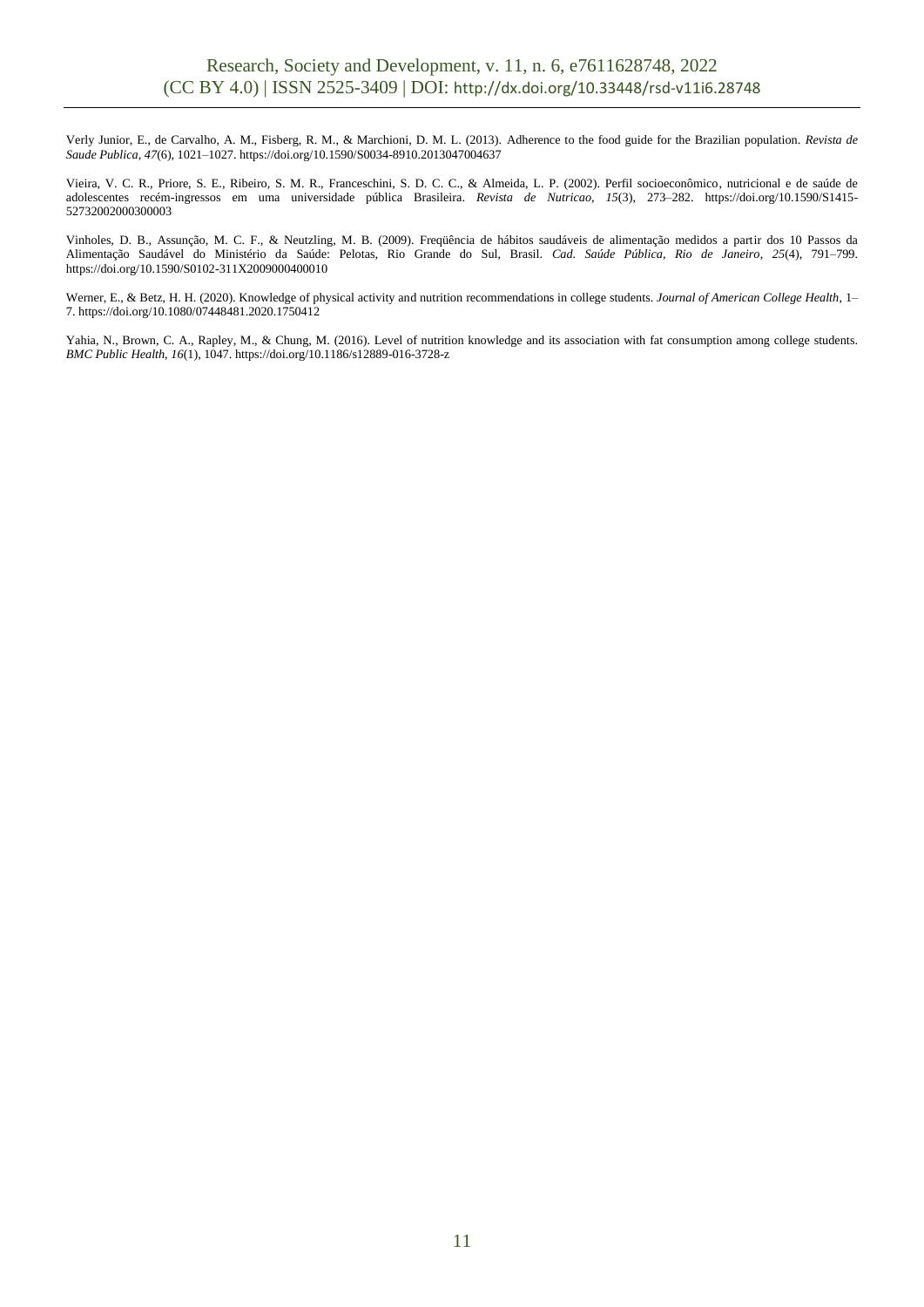Verly Junior, E., de Carvalho, A. M., Fisberg, R. M., & Marchioni, D. M. L. (2013). Adherence to the food guide for the Brazilian population. *Revista de Saude Publica*, *47*(6), 1021–1027. https://doi.org/10.1590/S0034-8910.2013047004637

Vieira, V. C. R., Priore, S. E., Ribeiro, S. M. R., Franceschini, S. D. C. C., & Almeida, L. P. (2002). Perfil socioeconômico, nutricional e de saúde de adolescentes recém-ingressos em uma universidade pública Brasileira. *Revista de Nutricao*, *15*(3), 273–282. https://doi.org/10.1590/S1415-52732002000300003

Vinholes, D. B., Assunção, M. C. F., & Neutzling, M. B. (2009). Freqüência de hábitos saudáveis de alimentação medidos a partir dos 10 Passos da Alimentação Saudável do Ministério da Saúde: Pelotas, Rio Grande do Sul, Brasil. *Cad. Saúde Pública, Rio de Janeiro*, *25*(4), 791–799. https://doi.org/10.1590/S0102-311X2009000400010

Werner, E., & Betz, H. H. (2020). Knowledge of physical activity and nutrition recommendations in college students. *Journal of American College Health*, 1–7. https://doi.org/10.1080/07448481.2020.1750412

Yahia, N., Brown, C. A., Rapley, M., & Chung, M. (2016). Level of nutrition knowledge and its association with fat consumption among college students. *BMC Public Health*, *16*(1), 1047. https://doi.org/10.1186/s12889-016-3728-z